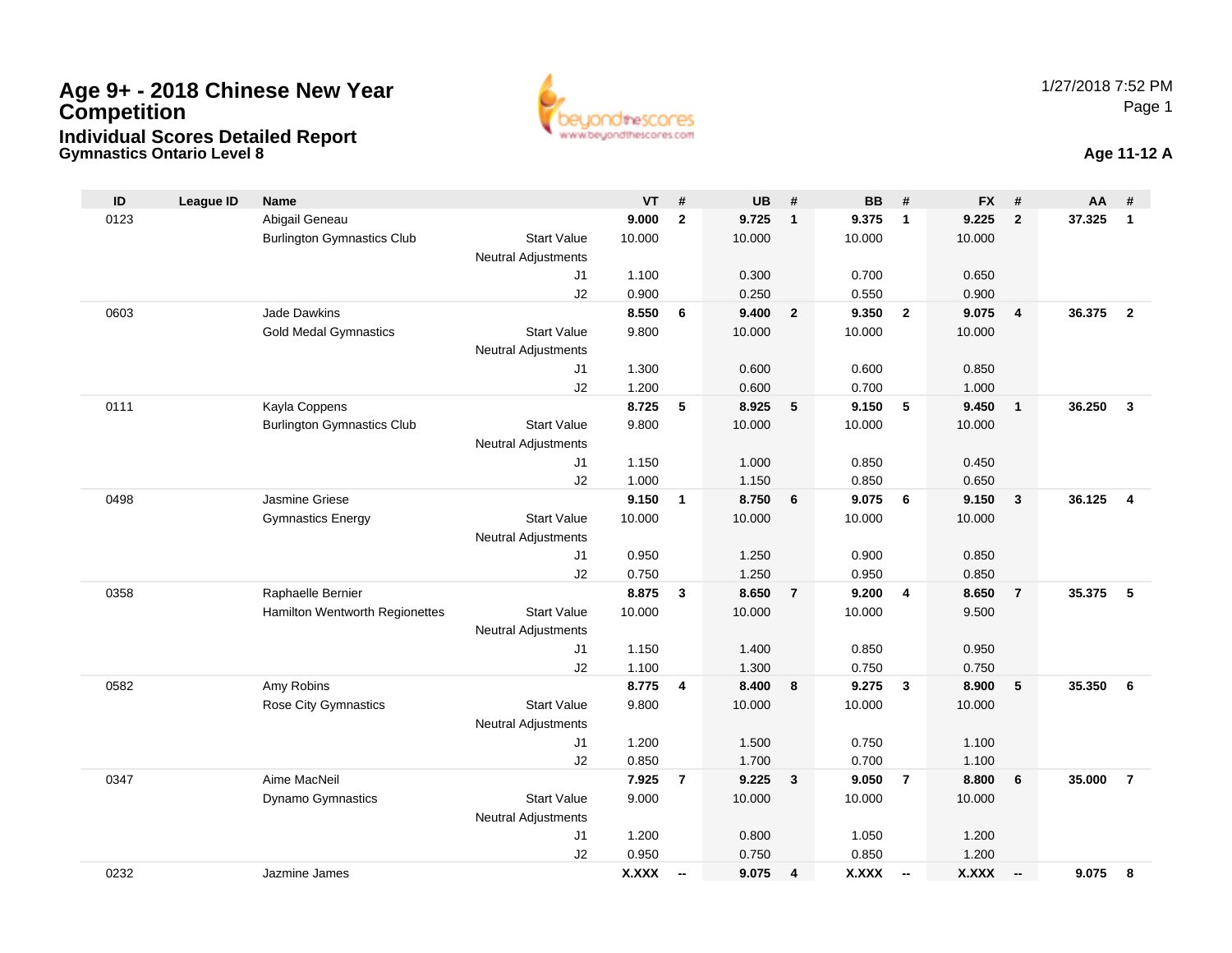# Age 9+ - 2018 Chinese New Year Competition

## Individual Scores Detailed Report

### Gymnastics Ontario Level 8

1/27/2018 7:52 PM

**Age 11-12 A**

| ID | League ID | Name | | VT | # | UB | # | BB | # | FX | # | AA | # |
|---|---|---|---|---|---|---|---|---|---|---|---|---|---|
| 0123 | | Abigail Geneau | | **9.000** | **2** | **9.725** | **1** | **9.375** | **1** | **9.225** | **2** | **37.325** | **1** |
| | | Burlington Gymnastics Club | Start Value | 10.000 | | 10.000 | | 10.000 | | 10.000 | | | |
| | | | Neutral Adjustments | | | | | | | | | | |
| | | | J1 | 1.100 | | 0.300 | | 0.700 | | 0.650 | | | |
| | | | J2 | 0.900 | | 0.250 | | 0.550 | | 0.900 | | | |
| 0603 | | Jade Dawkins | | **8.550** | **6** | **9.400** | **2** | **9.350** | **2** | **9.075** | **4** | **36.375** | **2** |
| | | Gold Medal Gymnastics | Start Value | 9.800 | | 10.000 | | 10.000 | | 10.000 | | | |
| | | | Neutral Adjustments | | | | | | | | | | |
| | | | J1 | 1.300 | | 0.600 | | 0.600 | | 0.850 | | | |
| | | | J2 | 1.200 | | 0.600 | | 0.700 | | 1.000 | | | |
| 0111 | | Kayla Coppens | | **8.725** | **5** | **8.925** | **5** | **9.150** | **5** | **9.450** | **1** | **36.250** | **3** |
| | | Burlington Gymnastics Club | Start Value | 9.800 | | 10.000 | | 10.000 | | 10.000 | | | |
| | | | Neutral Adjustments | | | | | | | | | | |
| | | | J1 | 1.150 | | 1.000 | | 0.850 | | 0.450 | | | |
| | | | J2 | 1.000 | | 1.150 | | 0.850 | | 0.650 | | | |
| 0498 | | Jasmine Griese | | **9.150** | **1** | **8.750** | **6** | **9.075** | **6** | **9.150** | **3** | **36.125** | **4** |
| | | Gymnastics Energy | Start Value | 10.000 | | 10.000 | | 10.000 | | 10.000 | | | |
| | | | Neutral Adjustments | | | | | | | | | | |
| | | | J1 | 0.950 | | 1.250 | | 0.900 | | 0.850 | | | |
| | | | J2 | 0.750 | | 1.250 | | 0.950 | | 0.850 | | | |
| 0358 | | Raphaelle Bernier | | **8.875** | **3** | **8.650** | **7** | **9.200** | **4** | **8.650** | **7** | **35.375** | **5** |
| | | Hamilton Wentworth Regionettes | Start Value | 10.000 | | 10.000 | | 10.000 | | 9.500 | | | |
| | | | Neutral Adjustments | | | | | | | | | | |
| | | | J1 | 1.150 | | 1.400 | | 0.850 | | 0.950 | | | |
| | | | J2 | 1.100 | | 1.300 | | 0.750 | | 0.750 | | | |
| 0582 | | Amy Robins | | **8.775** | **4** | **8.400** | **8** | **9.275** | **3** | **8.900** | **5** | **35.350** | **6** |
| | | Rose City Gymnastics | Start Value | 9.800 | | 10.000 | | 10.000 | | 10.000 | | | |
| | | | Neutral Adjustments | | | | | | | | | | |
| | | | J1 | 1.200 | | 1.500 | | 0.750 | | 1.100 | | | |
| | | | J2 | 0.850 | | 1.700 | | 0.700 | | 1.100 | | | |
| 0347 | | Aime MacNeil | | **7.925** | **7** | **9.225** | **3** | **9.050** | **7** | **8.800** | **6** | **35.000** | **7** |
| | | Dynamo Gymnastics | Start Value | 9.000 | | 10.000 | | 10.000 | | 10.000 | | | |
| | | | Neutral Adjustments | | | | | | | | | | |
| | | | J1 | 1.200 | | 0.800 | | 1.050 | | 1.200 | | | |
| | | | J2 | 0.950 | | 0.750 | | 0.850 | | 1.200 | | | |
| 0232 | | Jazmine James | | **X.XXX** | **--** | **9.075** | **4** | **X.XXX** | **--** | **X.XXX** | **--** | **9.075** | **8** |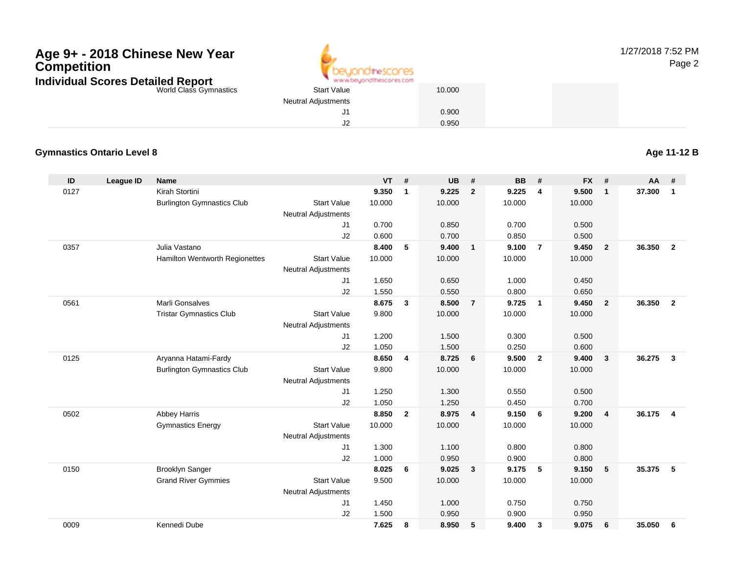# Age 9+ - 2018 Chinese New Year Competition

## Individual Scores Detailed Report

| | | | | | | | | | | | | | | |
|---|---|---|---|---|---|---|---|---|---|---|---|---|---|---|
| | | World Class Gymnastics | Start Value | | | 10.000 | | | | | | | | |
| | | | Neutral Adjustments | | | | | | | | | | | |
| | | | J1 | | | 0.900 | | | | | | | | |
| | | | J2 | | | 0.950 | | | | | | | | |

### Gymnastics Ontario Level 8

**Age 11-12 B**

| ID | League ID | Name | | VT | # | UB | # | BB | # | FX | # | AA | # |
|---|---|---|---|---|---|---|---|---|---|---|---|---|---|
| 0127 | | Kirah Stortini | | **9.350** | **1** | **9.225** | **2** | **9.225** | **4** | **9.500** | **1** | **37.300** | **1** |
| | | Burlington Gymnastics Club | Start Value | 10.000 | | 10.000 | | 10.000 | | 10.000 | | | |
| | | | Neutral Adjustments | | | | | | | | | | |
| | | | J1 | 0.700 | | 0.850 | | 0.700 | | 0.500 | | | |
| | | | J2 | 0.600 | | 0.700 | | 0.850 | | 0.500 | | | |
| 0357 | | Julia Vastano | | **8.400** | **5** | **9.400** | **1** | **9.100** | **7** | **9.450** | **2** | **36.350** | **2** |
| | | Hamilton Wentworth Regionettes | Start Value | 10.000 | | 10.000 | | 10.000 | | 10.000 | | | |
| | | | Neutral Adjustments | | | | | | | | | | |
| | | | J1 | 1.650 | | 0.650 | | 1.000 | | 0.450 | | | |
| | | | J2 | 1.550 | | 0.550 | | 0.800 | | 0.650 | | | |
| 0561 | | Marli Gonsalves | | **8.675** | **3** | **8.500** | **7** | **9.725** | **1** | **9.450** | **2** | **36.350** | **2** |
| | | Tristar Gymnastics Club | Start Value | 9.800 | | 10.000 | | 10.000 | | 10.000 | | | |
| | | | Neutral Adjustments | | | | | | | | | | |
| | | | J1 | 1.200 | | 1.500 | | 0.300 | | 0.500 | | | |
| | | | J2 | 1.050 | | 1.500 | | 0.250 | | 0.600 | | | |
| 0125 | | Aryanna Hatami-Fardy | | **8.650** | **4** | **8.725** | **6** | **9.500** | **2** | **9.400** | **3** | **36.275** | **3** |
| | | Burlington Gymnastics Club | Start Value | 9.800 | | 10.000 | | 10.000 | | 10.000 | | | |
| | | | Neutral Adjustments | | | | | | | | | | |
| | | | J1 | 1.250 | | 1.300 | | 0.550 | | 0.500 | | | |
| | | | J2 | 1.050 | | 1.250 | | 0.450 | | 0.700 | | | |
| 0502 | | Abbey Harris | | **8.850** | **2** | **8.975** | **4** | **9.150** | **6** | **9.200** | **4** | **36.175** | **4** |
| | | Gymnastics Energy | Start Value | 10.000 | | 10.000 | | 10.000 | | 10.000 | | | |
| | | | Neutral Adjustments | | | | | | | | | | |
| | | | J1 | 1.300 | | 1.100 | | 0.800 | | 0.800 | | | |
| | | | J2 | 1.000 | | 0.950 | | 0.900 | | 0.800 | | | |
| 0150 | | Brooklyn Sanger | | **8.025** | **6** | **9.025** | **3** | **9.175** | **5** | **9.150** | **5** | **35.375** | **5** |
| | | Grand River Gymmies | Start Value | 9.500 | | 10.000 | | 10.000 | | 10.000 | | | |
| | | | Neutral Adjustments | | | | | | | | | | |
| | | | J1 | 1.450 | | 1.000 | | 0.750 | | 0.750 | | | |
| | | | J2 | 1.500 | | 0.950 | | 0.900 | | 0.950 | | | |
| 0009 | | Kennedi Dube | | **7.625** | **8** | **8.950** | **5** | **9.400** | **3** | **9.075** | **6** | **35.050** | **6** |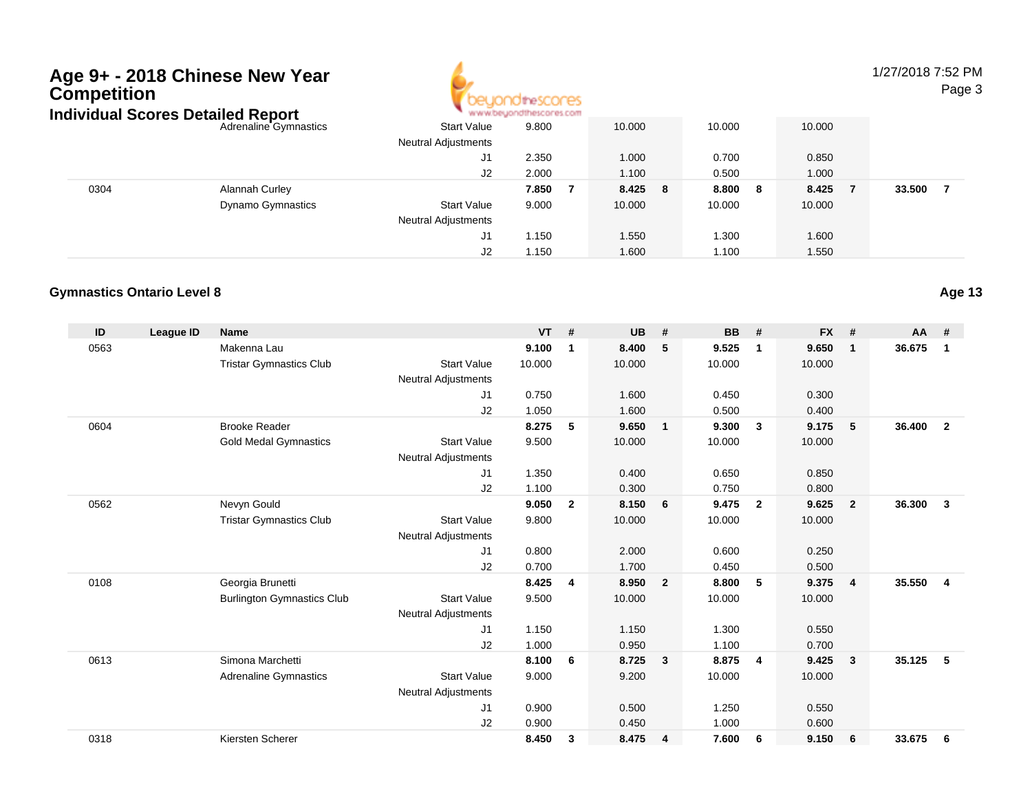# Age 9+ - 2018 Chinese New Year Competition

## Individual Scores Detailed Report

1/27/2018 7:52 PM

| ID | League ID | Name | | VT | # | UB | # | BB | # | FX | # | AA | # |
|---|---|---|---|---|---|---|---|---|---|---|---|---|---|
| | | Adrenaline Gymnastics | Start Value | 9.800 | | 10.000 | | 10.000 | | 10.000 | | | |
| | | | Neutral Adjustments | | | | | | | | | | |
| | | | J1 | 2.350 | | 1.000 | | 0.700 | | 0.850 | | | |
| | | | J2 | 2.000 | | 1.100 | | 0.500 | | 1.000 | | | |
| 0304 | | Alannah Curley | | **7.850** | **7** | **8.425** | **8** | **8.800** | **8** | **8.425** | **7** | **33.500** | **7** |
| | | Dynamo Gymnastics | Start Value | 9.000 | | 10.000 | | 10.000 | | 10.000 | | | |
| | | | Neutral Adjustments | | | | | | | | | | |
| | | | J1 | 1.150 | | 1.550 | | 1.300 | | 1.600 | | | |
| | | | J2 | 1.150 | | 1.600 | | 1.100 | | 1.550 | | | |

### Gymnastics Ontario Level 8

**Age 13**

| ID | League ID | Name | | VT | # | UB | # | BB | # | FX | # | AA | # |
|---|---|---|---|---|---|---|---|---|---|---|---|---|---|
| 0563 | | Makenna Lau | | **9.100** | **1** | **8.400** | **5** | **9.525** | **1** | **9.650** | **1** | **36.675** | **1** |
| | | Tristar Gymnastics Club | Start Value | 10.000 | | 10.000 | | 10.000 | | 10.000 | | | |
| | | | Neutral Adjustments | | | | | | | | | | |
| | | | J1 | 0.750 | | 1.600 | | 0.450 | | 0.300 | | | |
| | | | J2 | 1.050 | | 1.600 | | 0.500 | | 0.400 | | | |
| 0604 | | Brooke Reader | | **8.275** | **5** | **9.650** | **1** | **9.300** | **3** | **9.175** | **5** | **36.400** | **2** |
| | | Gold Medal Gymnastics | Start Value | 9.500 | | 10.000 | | 10.000 | | 10.000 | | | |
| | | | Neutral Adjustments | | | | | | | | | | |
| | | | J1 | 1.350 | | 0.400 | | 0.650 | | 0.850 | | | |
| | | | J2 | 1.100 | | 0.300 | | 0.750 | | 0.800 | | | |
| 0562 | | Nevyn Gould | | **9.050** | **2** | **8.150** | **6** | **9.475** | **2** | **9.625** | **2** | **36.300** | **3** |
| | | Tristar Gymnastics Club | Start Value | 9.800 | | 10.000 | | 10.000 | | 10.000 | | | |
| | | | Neutral Adjustments | | | | | | | | | | |
| | | | J1 | 0.800 | | 2.000 | | 0.600 | | 0.250 | | | |
| | | | J2 | 0.700 | | 1.700 | | 0.450 | | 0.500 | | | |
| 0108 | | Georgia Brunetti | | **8.425** | **4** | **8.950** | **2** | **8.800** | **5** | **9.375** | **4** | **35.550** | **4** |
| | | Burlington Gymnastics Club | Start Value | 9.500 | | 10.000 | | 10.000 | | 10.000 | | | |
| | | | Neutral Adjustments | | | | | | | | | | |
| | | | J1 | 1.150 | | 1.150 | | 1.300 | | 0.550 | | | |
| | | | J2 | 1.000 | | 0.950 | | 1.100 | | 0.700 | | | |
| 0613 | | Simona Marchetti | | **8.100** | **6** | **8.725** | **3** | **8.875** | **4** | **9.425** | **3** | **35.125** | **5** |
| | | Adrenaline Gymnastics | Start Value | 9.000 | | 9.200 | | 10.000 | | 10.000 | | | |
| | | | Neutral Adjustments | | | | | | | | | | |
| | | | J1 | 0.900 | | 0.500 | | 1.250 | | 0.550 | | | |
| | | | J2 | 0.900 | | 0.450 | | 1.000 | | 0.600 | | | |
| 0318 | | Kiersten Scherer | | **8.450** | **3** | **8.475** | **4** | **7.600** | **6** | **9.150** | **6** | **33.675** | **6** |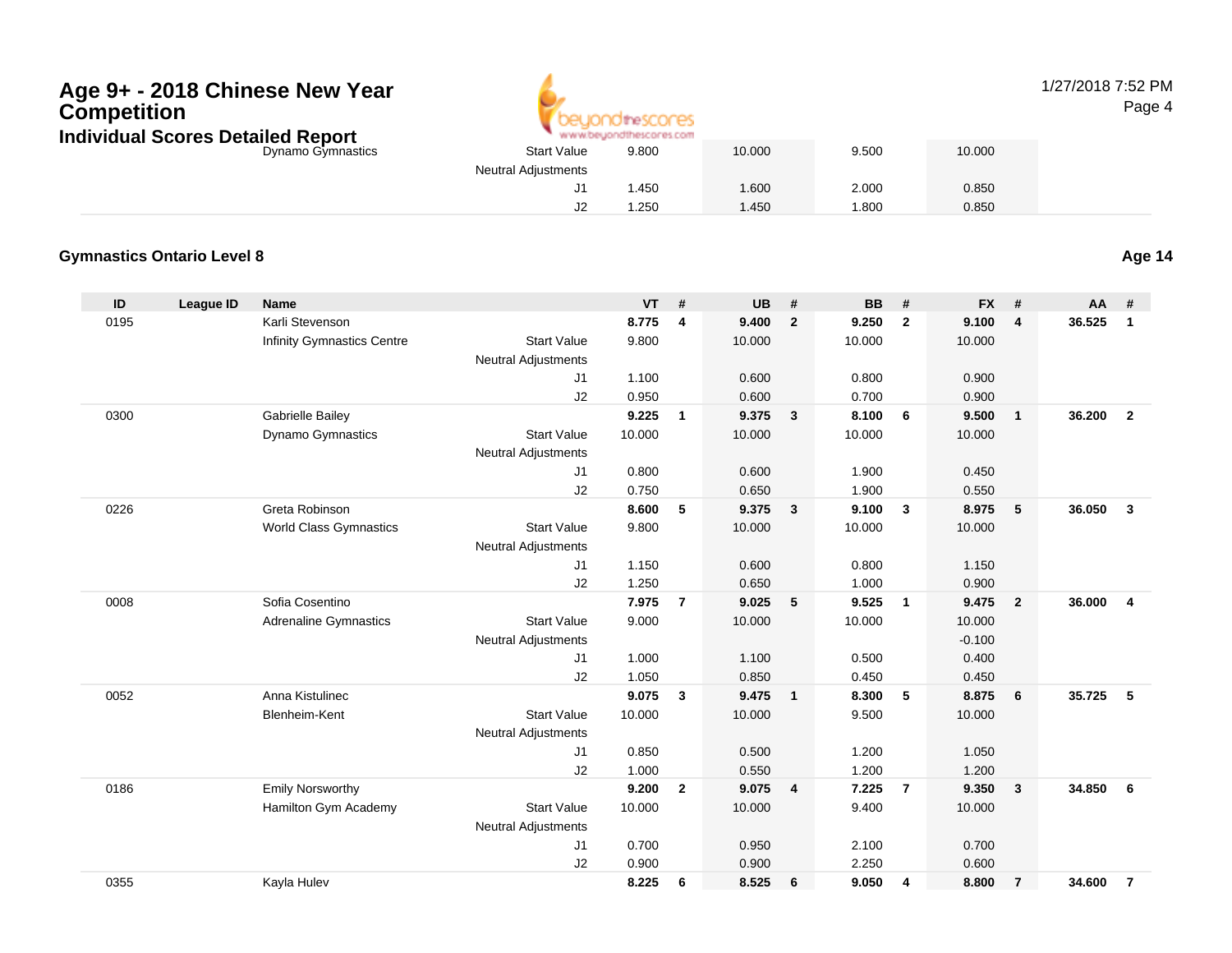# Age 9+ - 2018 Chinese New Year Competition

## Individual Scores Detailed Report

| | | | | | | | | | | | | | |
|---|---|---|---|---|---|---|---|---|---|---|---|---|---|
| | | Dynamo Gymnastics | Start Value | 9.800 | | 10.000 | | 9.500 | | 10.000 | | | |
| | | | Neutral Adjustments | | | | | | | | | | |
| | | | J1 | 1.450 | | 1.600 | | 2.000 | | 0.850 | | | |
| | | | J2 | 1.250 | | 1.450 | | 1.800 | | 0.850 | | | |

### Gymnastics Ontario Level 8

**Age 14**

| ID | League ID | Name | | VT | # | UB | # | BB | # | FX | # | AA | # |
|---|---|---|---|---|---|---|---|---|---|---|---|---|---|
| 0195 | | Karli Stevenson | | **8.775** | **4** | **9.400** | **2** | **9.250** | **2** | **9.100** | **4** | **36.525** | **1** |
| | | Infinity Gymnastics Centre | Start Value | 9.800 | | 10.000 | | 10.000 | | 10.000 | | | |
| | | | Neutral Adjustments | | | | | | | | | | |
| | | | J1 | 1.100 | | 0.600 | | 0.800 | | 0.900 | | | |
| | | | J2 | 0.950 | | 0.600 | | 0.700 | | 0.900 | | | |
| 0300 | | Gabrielle Bailey | | **9.225** | **1** | **9.375** | **3** | **8.100** | **6** | **9.500** | **1** | **36.200** | **2** |
| | | Dynamo Gymnastics | Start Value | 10.000 | | 10.000 | | 10.000 | | 10.000 | | | |
| | | | Neutral Adjustments | | | | | | | | | | |
| | | | J1 | 0.800 | | 0.600 | | 1.900 | | 0.450 | | | |
| | | | J2 | 0.750 | | 0.650 | | 1.900 | | 0.550 | | | |
| 0226 | | Greta Robinson | | **8.600** | **5** | **9.375** | **3** | **9.100** | **3** | **8.975** | **5** | **36.050** | **3** |
| | | World Class Gymnastics | Start Value | 9.800 | | 10.000 | | 10.000 | | 10.000 | | | |
| | | | Neutral Adjustments | | | | | | | | | | |
| | | | J1 | 1.150 | | 0.600 | | 0.800 | | 1.150 | | | |
| | | | J2 | 1.250 | | 0.650 | | 1.000 | | 0.900 | | | |
| 0008 | | Sofia Cosentino | | **7.975** | **7** | **9.025** | **5** | **9.525** | **1** | **9.475** | **2** | **36.000** | **4** |
| | | Adrenaline Gymnastics | Start Value | 9.000 | | 10.000 | | 10.000 | | 10.000 | | | |
| | | | Neutral Adjustments | | | | | | | -0.100 | | | |
| | | | J1 | 1.000 | | 1.100 | | 0.500 | | 0.400 | | | |
| | | | J2 | 1.050 | | 0.850 | | 0.450 | | 0.450 | | | |
| 0052 | | Anna Kistulinec | | **9.075** | **3** | **9.475** | **1** | **8.300** | **5** | **8.875** | **6** | **35.725** | **5** |
| | | Blenheim-Kent | Start Value | 10.000 | | 10.000 | | 9.500 | | 10.000 | | | |
| | | | Neutral Adjustments | | | | | | | | | | |
| | | | J1 | 0.850 | | 0.500 | | 1.200 | | 1.050 | | | |
| | | | J2 | 1.000 | | 0.550 | | 1.200 | | 1.200 | | | |
| 0186 | | Emily Norsworthy | | **9.200** | **2** | **9.075** | **4** | **7.225** | **7** | **9.350** | **3** | **34.850** | **6** |
| | | Hamilton Gym Academy | Start Value | 10.000 | | 10.000 | | 9.400 | | 10.000 | | | |
| | | | Neutral Adjustments | | | | | | | | | | |
| | | | J1 | 0.700 | | 0.950 | | 2.100 | | 0.700 | | | |
| | | | J2 | 0.900 | | 0.900 | | 2.250 | | 0.600 | | | |
| 0355 | | Kayla Hulev | | **8.225** | **6** | **8.525** | **6** | **9.050** | **4** | **8.800** | **7** | **34.600** | **7** |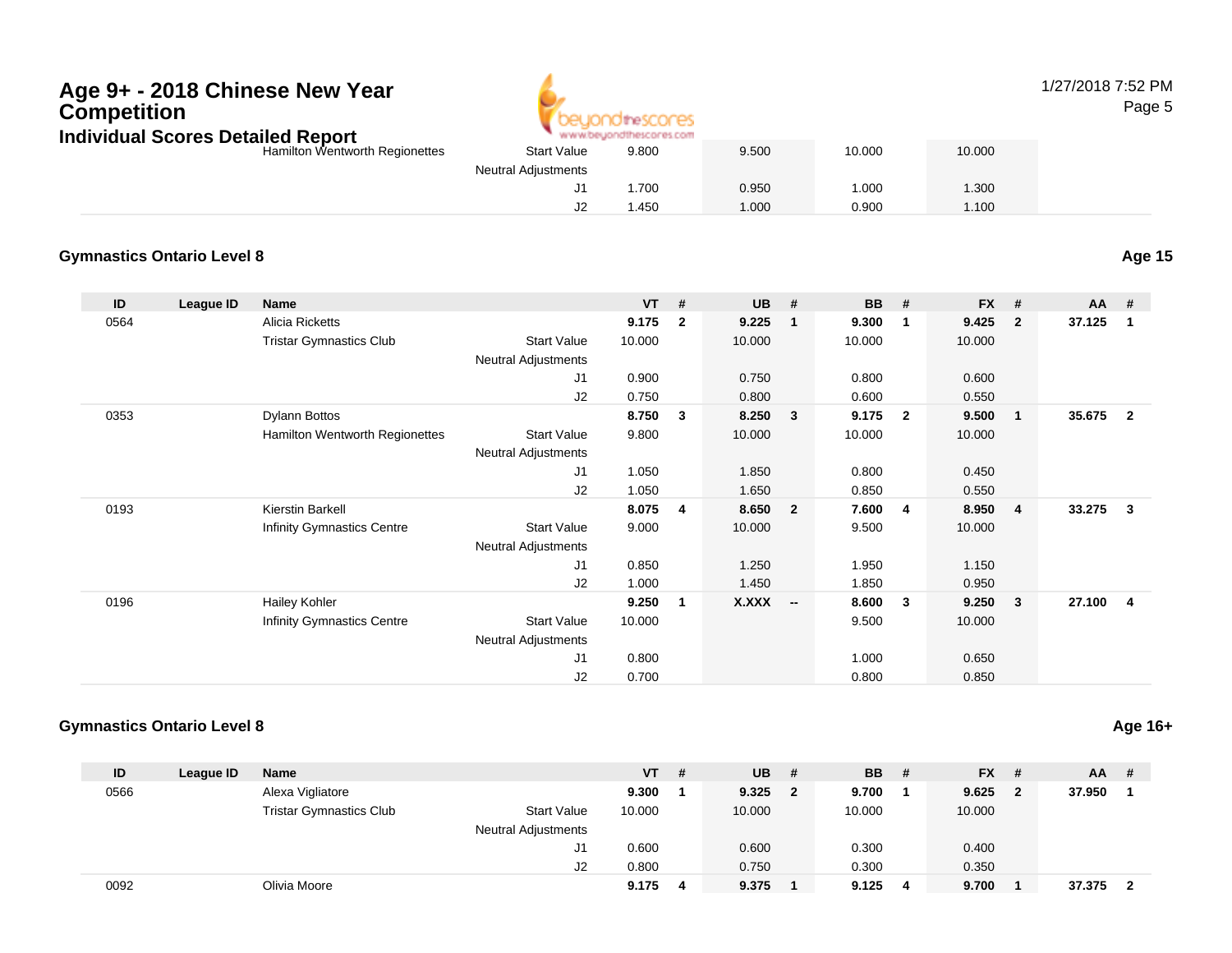| | | Hamilton Wentworth Regionettes | Start Value | 9.800 | | 9.500 | | 10.000 | | 10.000 | | | |
|---|---|---|---|---|---|---|---|---|---|---|---|---|---|
| | | | Neutral Adjustments | | | | | | | | | | |
| | | | J1 | 1.700 | | 0.950 | | 1.000 | | 1.300 | | | |
| | | | J2 | 1.450 | | 1.000 | | 0.900 | | 1.100 | | | |

## Gymnastics Ontario Level 8

**Age 15**

| ID | League ID | Name | | VT | # | UB | # | BB | # | FX | # | AA | # |
|---|---|---|---|---|---|---|---|---|---|---|---|---|---|
| 0564 | | Alicia Ricketts | | **9.175** | **2** | **9.225** | **1** | **9.300** | **1** | **9.425** | **2** | **37.125** | **1** |
| | | Tristar Gymnastics Club | Start Value | 10.000 | | 10.000 | | 10.000 | | 10.000 | | | |
| | | | Neutral Adjustments | | | | | | | | | | |
| | | | J1 | 0.900 | | 0.750 | | 0.800 | | 0.600 | | | |
| | | | J2 | 0.750 | | 0.800 | | 0.600 | | 0.550 | | | |
| 0353 | | Dylann Bottos | | **8.750** | **3** | **8.250** | **3** | **9.175** | **2** | **9.500** | **1** | **35.675** | **2** |
| | | Hamilton Wentworth Regionettes | Start Value | 9.800 | | 10.000 | | 10.000 | | 10.000 | | | |
| | | | Neutral Adjustments | | | | | | | | | | |
| | | | J1 | 1.050 | | 1.850 | | 0.800 | | 0.450 | | | |
| | | | J2 | 1.050 | | 1.650 | | 0.850 | | 0.550 | | | |
| 0193 | | Kierstin Barkell | | **8.075** | **4** | **8.650** | **2** | **7.600** | **4** | **8.950** | **4** | **33.275** | **3** |
| | | Infinity Gymnastics Centre | Start Value | 9.000 | | 10.000 | | 9.500 | | 10.000 | | | |
| | | | Neutral Adjustments | | | | | | | | | | |
| | | | J1 | 0.850 | | 1.250 | | 1.950 | | 1.150 | | | |
| | | | J2 | 1.000 | | 1.450 | | 1.850 | | 0.950 | | | |
| 0196 | | Hailey Kohler | | **9.250** | **1** | **X.XXX** | **--** | **8.600** | **3** | **9.250** | **3** | **27.100** | **4** |
| | | Infinity Gymnastics Centre | Start Value | 10.000 | | | | 9.500 | | 10.000 | | | |
| | | | Neutral Adjustments | | | | | | | | | | |
| | | | J1 | 0.800 | | | | 1.000 | | 0.650 | | | |
| | | | J2 | 0.700 | | | | 0.800 | | 0.850 | | | |

## Gymnastics Ontario Level 8

**Age 16+**

| ID | League ID | Name | | VT | # | UB | # | BB | # | FX | # | AA | # |
|---|---|---|---|---|---|---|---|---|---|---|---|---|---|
| 0566 | | Alexa Vigliatore | | **9.300** | **1** | **9.325** | **2** | **9.700** | **1** | **9.625** | **2** | **37.950** | **1** |
| | | Tristar Gymnastics Club | Start Value | 10.000 | | 10.000 | | 10.000 | | 10.000 | | | |
| | | | Neutral Adjustments | | | | | | | | | | |
| | | | J1 | 0.600 | | 0.600 | | 0.300 | | 0.400 | | | |
| | | | J2 | 0.800 | | 0.750 | | 0.300 | | 0.350 | | | |
| 0092 | | Olivia Moore | | **9.175** | **4** | **9.375** | **1** | **9.125** | **4** | **9.700** | **1** | **37.375** | **2** |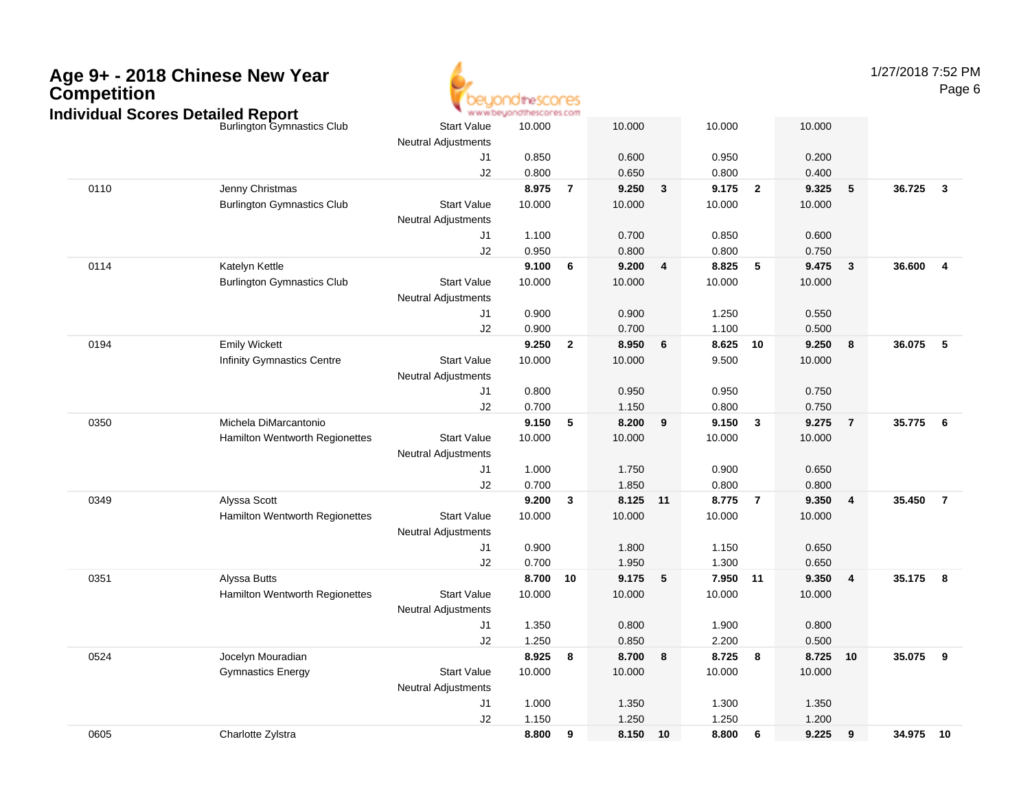# Age 9+ - 2018 Chinese New Year Competition

## Individual Scores Detailed Report

| # | Name / Club | | Vault | Rank | Bars | Rank | Beam | Rank | Floor | Rank | AA | Rank |
|---|---|---|---|---|---|---|---|---|---|---|---|---|
| | Burlington Gymnastics Club | Start Value | 10.000 | | 10.000 | | 10.000 | | 10.000 | | | |
| | | Neutral Adjustments | | | | | | | | | | |
| | | J1 | 0.850 | | 0.600 | | 0.950 | | 0.200 | | | |
| | | J2 | 0.800 | | 0.650 | | 0.800 | | 0.400 | | | |
| 0110 | Jenny Christmas | | **8.975** | **7** | **9.250** | **3** | **9.175** | **2** | **9.325** | **5** | **36.725** | **3** |
| | Burlington Gymnastics Club | Start Value | 10.000 | | 10.000 | | 10.000 | | 10.000 | | | |
| | | Neutral Adjustments | | | | | | | | | | |
| | | J1 | 1.100 | | 0.700 | | 0.850 | | 0.600 | | | |
| | | J2 | 0.950 | | 0.800 | | 0.800 | | 0.750 | | | |
| 0114 | Katelyn Kettle | | **9.100** | **6** | **9.200** | **4** | **8.825** | **5** | **9.475** | **3** | **36.600** | **4** |
| | Burlington Gymnastics Club | Start Value | 10.000 | | 10.000 | | 10.000 | | 10.000 | | | |
| | | Neutral Adjustments | | | | | | | | | | |
| | | J1 | 0.900 | | 0.900 | | 1.250 | | 0.550 | | | |
| | | J2 | 0.900 | | 0.700 | | 1.100 | | 0.500 | | | |
| 0194 | Emily Wickett | | **9.250** | **2** | **8.950** | **6** | **8.625** | **10** | **9.250** | **8** | **36.075** | **5** |
| | Infinity Gymnastics Centre | Start Value | 10.000 | | 10.000 | | 9.500 | | 10.000 | | | |
| | | Neutral Adjustments | | | | | | | | | | |
| | | J1 | 0.800 | | 0.950 | | 0.950 | | 0.750 | | | |
| | | J2 | 0.700 | | 1.150 | | 0.800 | | 0.750 | | | |
| 0350 | Michela DiMarcantonio | | **9.150** | **5** | **8.200** | **9** | **9.150** | **3** | **9.275** | **7** | **35.775** | **6** |
| | Hamilton Wentworth Regionettes | Start Value | 10.000 | | 10.000 | | 10.000 | | 10.000 | | | |
| | | Neutral Adjustments | | | | | | | | | | |
| | | J1 | 1.000 | | 1.750 | | 0.900 | | 0.650 | | | |
| | | J2 | 0.700 | | 1.850 | | 0.800 | | 0.800 | | | |
| 0349 | Alyssa Scott | | **9.200** | **3** | **8.125** | **11** | **8.775** | **7** | **9.350** | **4** | **35.450** | **7** |
| | Hamilton Wentworth Regionettes | Start Value | 10.000 | | 10.000 | | 10.000 | | 10.000 | | | |
| | | Neutral Adjustments | | | | | | | | | | |
| | | J1 | 0.900 | | 1.800 | | 1.150 | | 0.650 | | | |
| | | J2 | 0.700 | | 1.950 | | 1.300 | | 0.650 | | | |
| 0351 | Alyssa Butts | | **8.700** | **10** | **9.175** | **5** | **7.950** | **11** | **9.350** | **4** | **35.175** | **8** |
| | Hamilton Wentworth Regionettes | Start Value | 10.000 | | 10.000 | | 10.000 | | 10.000 | | | |
| | | Neutral Adjustments | | | | | | | | | | |
| | | J1 | 1.350 | | 0.800 | | 1.900 | | 0.800 | | | |
| | | J2 | 1.250 | | 0.850 | | 2.200 | | 0.500 | | | |
| 0524 | Jocelyn Mouradian | | **8.925** | **8** | **8.700** | **8** | **8.725** | **8** | **8.725** | **10** | **35.075** | **9** |
| | Gymnastics Energy | Start Value | 10.000 | | 10.000 | | 10.000 | | 10.000 | | | |
| | | Neutral Adjustments | | | | | | | | | | |
| | | J1 | 1.000 | | 1.350 | | 1.300 | | 1.350 | | | |
| | | J2 | 1.150 | | 1.250 | | 1.250 | | 1.200 | | | |
| 0605 | Charlotte Zylstra | | **8.800** | **9** | **8.150** | **10** | **8.800** | **6** | **9.225** | **9** | **34.975** | **10** |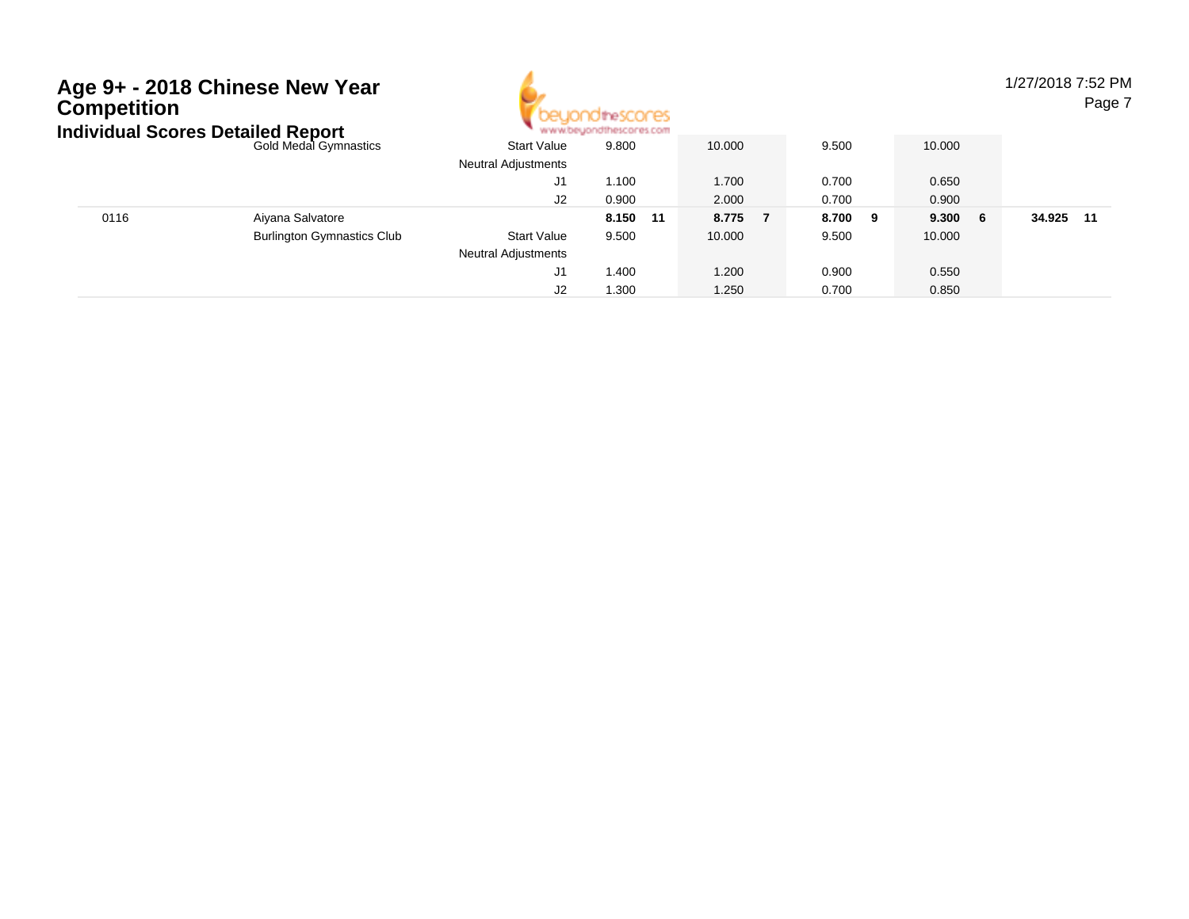# Age 9+ - 2018 Chinese New Year Competition

## Individual Scores Detailed Report

| | | | | | | | | | | | | |
|---|---|---|---|---|---|---|---|---|---|---|---|---|
| | Gold Medal Gymnastics | Start Value | 9.800 | | 10.000 | | 9.500 | | 10.000 | | | |
| | | Neutral Adjustments | | | | | | | | | | |
| | | J1 | 1.100 | | 1.700 | | 0.700 | | 0.650 | | | |
| | | J2 | 0.900 | | 2.000 | | 0.700 | | 0.900 | | | |
| 0116 | Aiyana Salvatore | | **8.150** | **11** | **8.775** | **7** | **8.700** | **9** | **9.300** | **6** | **34.925** | **11** |
| | Burlington Gymnastics Club | Start Value | 9.500 | | 10.000 | | 9.500 | | 10.000 | | | |
| | | Neutral Adjustments | | | | | | | | | | |
| | | J1 | 1.400 | | 1.200 | | 0.900 | | 0.550 | | | |
| | | J2 | 1.300 | | 1.250 | | 0.700 | | 0.850 | | | |